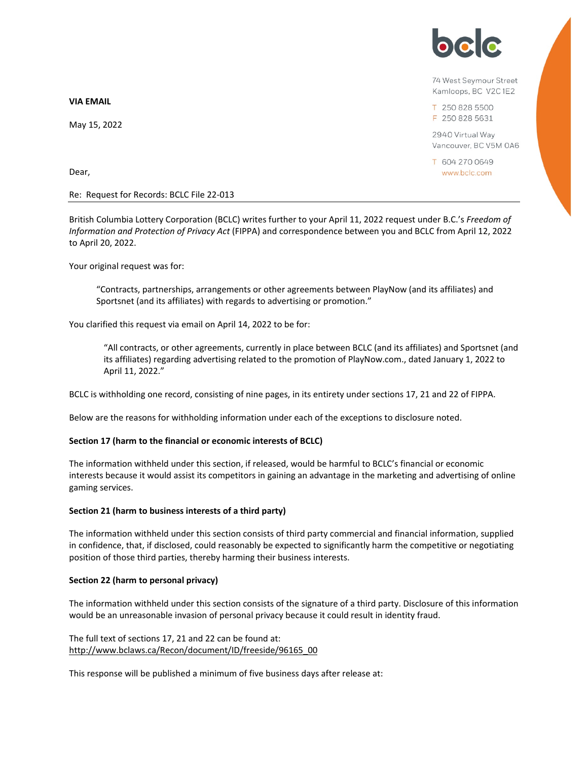bclc

74 West Seymour Street
Kamloops, BC V2C 1E2

T 250 828 5500
F 250 828 5631

2940 Virtual Way
Vancouver, BC V5M 0A6

T 604 270 0649
www.bclc.com

**VIA EMAIL**

May 15, 2022

Dear,

Re: Request for Records: BCLC File 22-013

British Columbia Lottery Corporation (BCLC) writes further to your April 11, 2022 request under B.C.'s *Freedom of Information and Protection of Privacy Act* (FIPPA) and correspondence between you and BCLC from April 12, 2022 to April 20, 2022.

Your original request was for:

> "Contracts, partnerships, arrangements or other agreements between PlayNow (and its affiliates) and Sportsnet (and its affiliates) with regards to advertising or promotion."

You clarified this request via email on April 14, 2022 to be for:

> "All contracts, or other agreements, currently in place between BCLC (and its affiliates) and Sportsnet (and its affiliates) regarding advertising related to the promotion of PlayNow.com., dated January 1, 2022 to April 11, 2022."

BCLC is withholding one record, consisting of nine pages, in its entirety under sections 17, 21 and 22 of FIPPA.

Below are the reasons for withholding information under each of the exceptions to disclosure noted.

**Section 17 (harm to the financial or economic interests of BCLC)**

The information withheld under this section, if released, would be harmful to BCLC's financial or economic interests because it would assist its competitors in gaining an advantage in the marketing and advertising of online gaming services.

**Section 21 (harm to business interests of a third party)**

The information withheld under this section consists of third party commercial and financial information, supplied in confidence, that, if disclosed, could reasonably be expected to significantly harm the competitive or negotiating position of those third parties, thereby harming their business interests.

**Section 22 (harm to personal privacy)**

The information withheld under this section consists of the signature of a third party. Disclosure of this information would be an unreasonable invasion of personal privacy because it could result in identity fraud.

The full text of sections 17, 21 and 22 can be found at:
http://www.bclaws.ca/Recon/document/ID/freeside/96165_00

This response will be published a minimum of five business days after release at: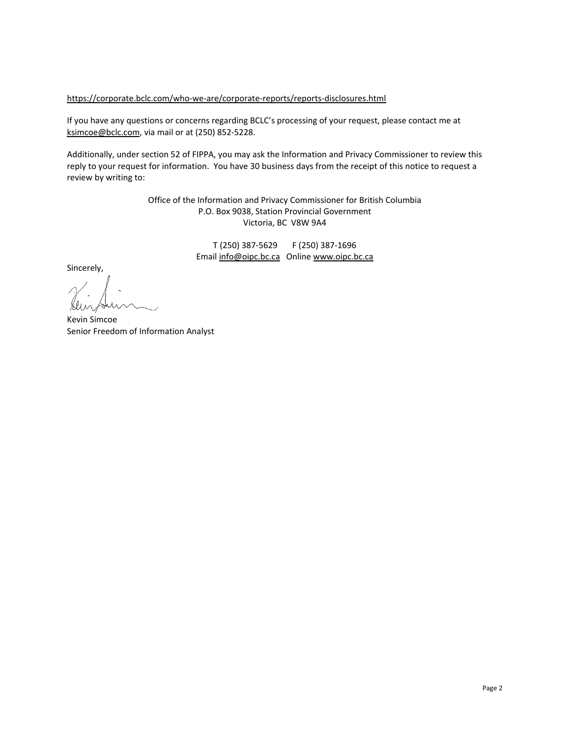https://corporate.bclc.com/who-we-are/corporate-reports/reports-disclosures.html

If you have any questions or concerns regarding BCLC's processing of your request, please contact me at ksimcoe@bclc.com, via mail or at (250) 852-5228.

Additionally, under section 52 of FIPPA, you may ask the Information and Privacy Commissioner to review this reply to your request for information. You have 30 business days from the receipt of this notice to request a review by writing to:

Office of the Information and Privacy Commissioner for British Columbia
P.O. Box 9038, Station Provincial Government
Victoria, BC V8W 9A4

T (250) 387-5629 F (250) 387-1696
Email info@oipc.bc.ca Online www.oipc.bc.ca

Sincerely,

Kevin Simcoe
Senior Freedom of Information Analyst